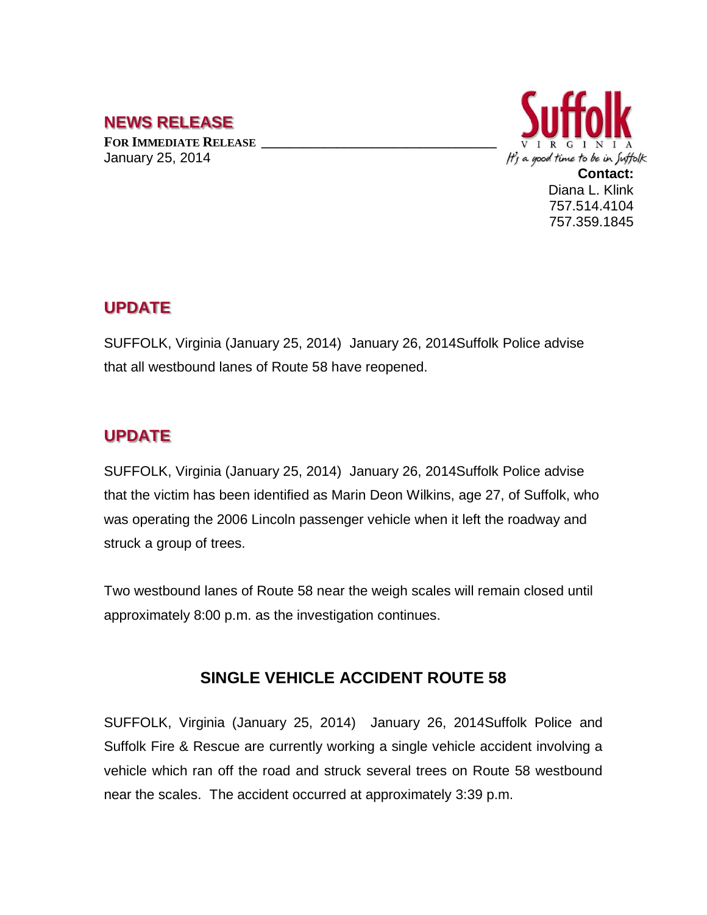# NEWS RELEASE

**FOR IMMEDIATE RELEASE**
January 25, 2014

Suffolk
VIRGINIA
It's a good time to be in Suffolk

**Contact:**
Diana L. Klink
757.514.4104
757.359.1845

## UPDATE

SUFFOLK, Virginia (January 25, 2014) January 26, 2014Suffolk Police advise that all westbound lanes of Route 58 have reopened.

## UPDATE

SUFFOLK, Virginia (January 25, 2014) January 26, 2014Suffolk Police advise that the victim has been identified as Marin Deon Wilkins, age 27, of Suffolk, who was operating the 2006 Lincoln passenger vehicle when it left the roadway and struck a group of trees.

Two westbound lanes of Route 58 near the weigh scales will remain closed until approximately 8:00 p.m. as the investigation continues.

## SINGLE VEHICLE ACCIDENT ROUTE 58

SUFFOLK, Virginia (January 25, 2014) January 26, 2014Suffolk Police and Suffolk Fire & Rescue are currently working a single vehicle accident involving a vehicle which ran off the road and struck several trees on Route 58 westbound near the scales. The accident occurred at approximately 3:39 p.m.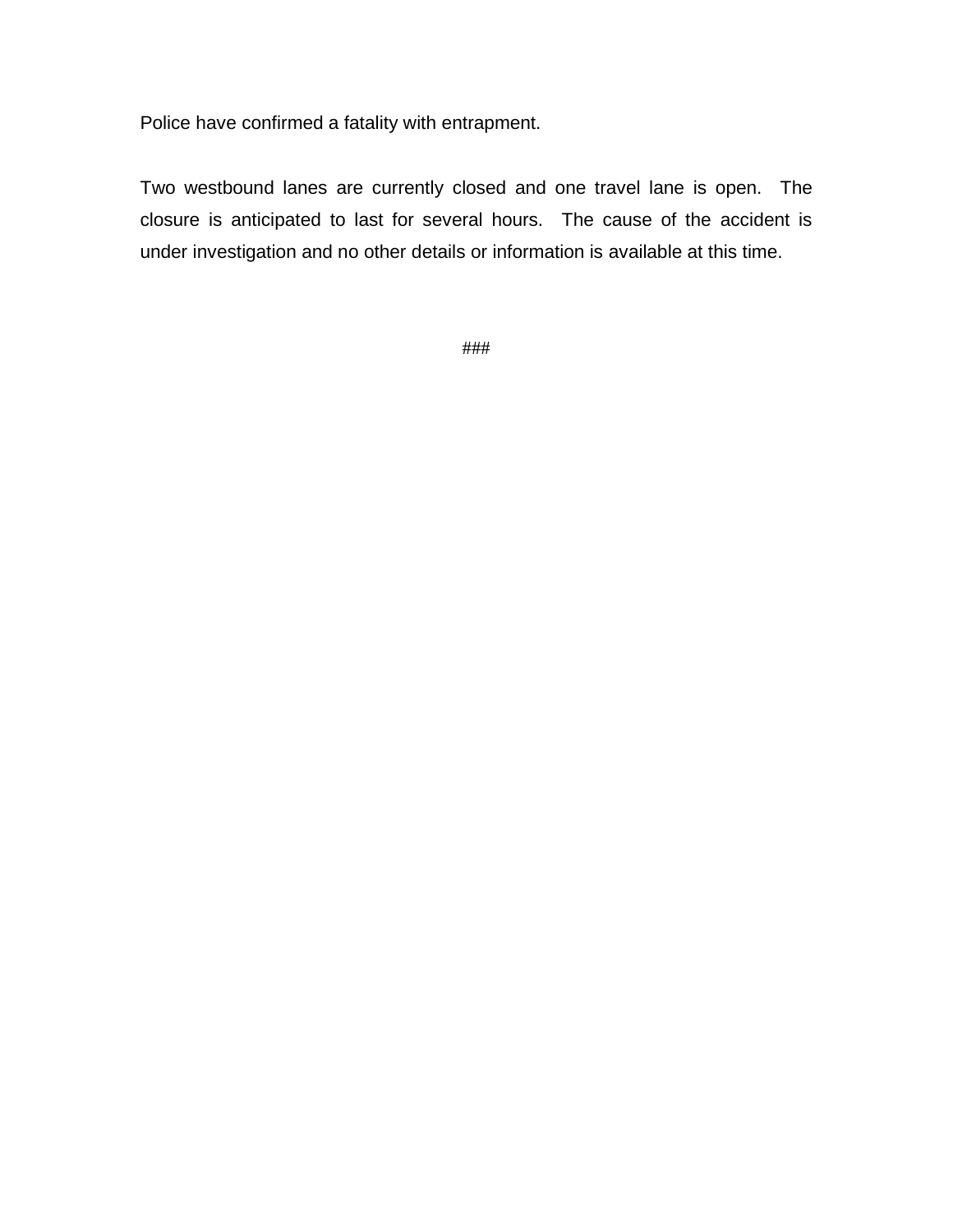Police have confirmed a fatality with entrapment.

Two westbound lanes are currently closed and one travel lane is open. The closure is anticipated to last for several hours. The cause of the accident is under investigation and no other details or information is available at this time.

###